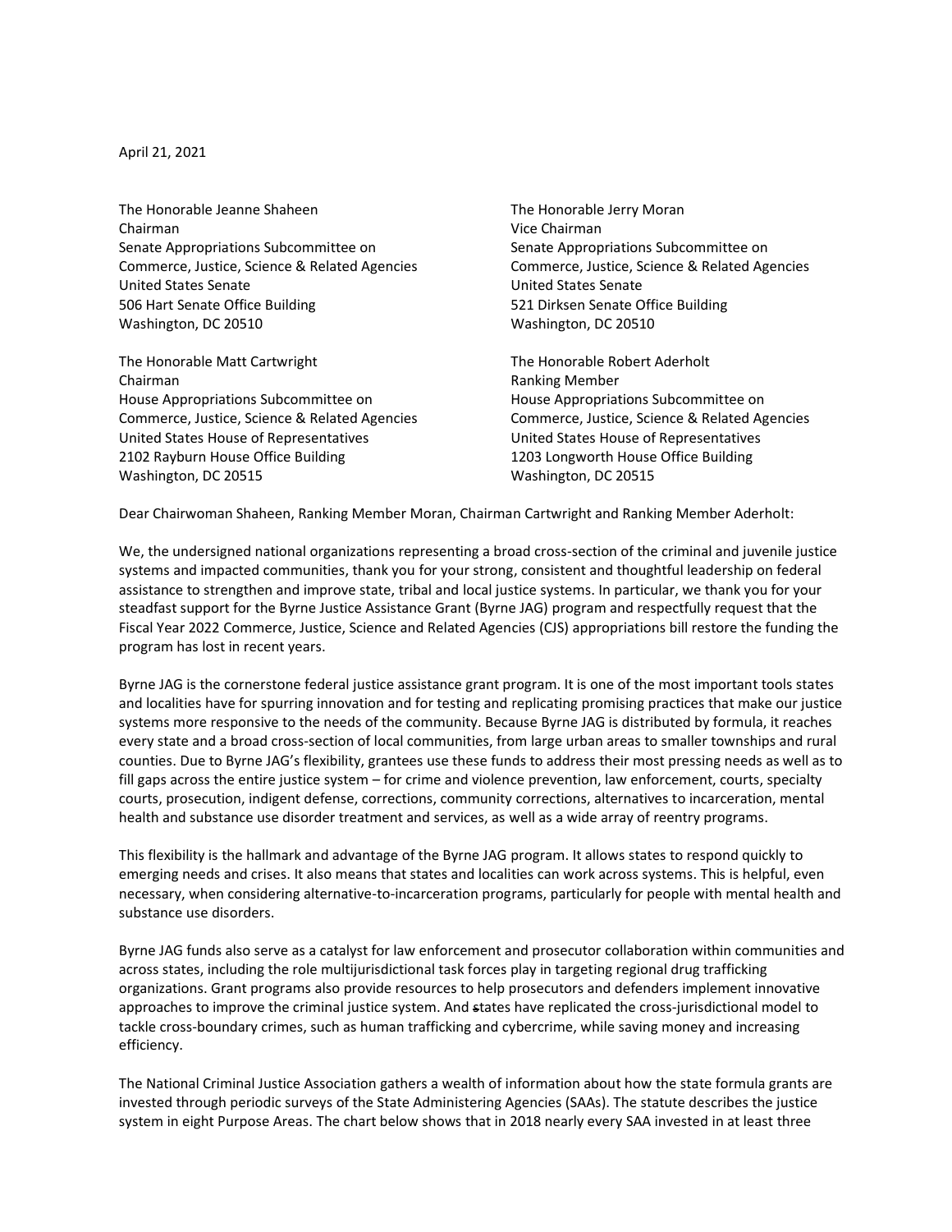April 21, 2021

The Honorable Jeanne Shaheen
Chairman
Senate Appropriations Subcommittee on
Commerce, Justice, Science & Related Agencies
United States Senate
506 Hart Senate Office Building
Washington, DC 20510

The Honorable Jerry Moran
Vice Chairman
Senate Appropriations Subcommittee on
Commerce, Justice, Science & Related Agencies
United States Senate
521 Dirksen Senate Office Building
Washington, DC 20510

The Honorable Matt Cartwright
Chairman
House Appropriations Subcommittee on
Commerce, Justice, Science & Related Agencies
United States House of Representatives
2102 Rayburn House Office Building
Washington, DC 20515

The Honorable Robert Aderholt
Ranking Member
House Appropriations Subcommittee on
Commerce, Justice, Science & Related Agencies
United States House of Representatives
1203 Longworth House Office Building
Washington, DC 20515

Dear Chairwoman Shaheen, Ranking Member Moran, Chairman Cartwright and Ranking Member Aderholt:

We, the undersigned national organizations representing a broad cross-section of the criminal and juvenile justice systems and impacted communities, thank you for your strong, consistent and thoughtful leadership on federal assistance to strengthen and improve state, tribal and local justice systems. In particular, we thank you for your steadfast support for the Byrne Justice Assistance Grant (Byrne JAG) program and respectfully request that the Fiscal Year 2022 Commerce, Justice, Science and Related Agencies (CJS) appropriations bill restore the funding the program has lost in recent years.

Byrne JAG is the cornerstone federal justice assistance grant program. It is one of the most important tools states and localities have for spurring innovation and for testing and replicating promising practices that make our justice systems more responsive to the needs of the community. Because Byrne JAG is distributed by formula, it reaches every state and a broad cross-section of local communities, from large urban areas to smaller townships and rural counties. Due to Byrne JAG's flexibility, grantees use these funds to address their most pressing needs as well as to fill gaps across the entire justice system – for crime and violence prevention, law enforcement, courts, specialty courts, prosecution, indigent defense, corrections, community corrections, alternatives to incarceration, mental health and substance use disorder treatment and services, as well as a wide array of reentry programs.

This flexibility is the hallmark and advantage of the Byrne JAG program. It allows states to respond quickly to emerging needs and crises. It also means that states and localities can work across systems. This is helpful, even necessary, when considering alternative-to-incarceration programs, particularly for people with mental health and substance use disorders.

Byrne JAG funds also serve as a catalyst for law enforcement and prosecutor collaboration within communities and across states, including the role multijurisdictional task forces play in targeting regional drug trafficking organizations. Grant programs also provide resources to help prosecutors and defenders implement innovative approaches to improve the criminal justice system. And ~~s~~tates have replicated the cross-jurisdictional model to tackle cross-boundary crimes, such as human trafficking and cybercrime, while saving money and increasing efficiency.

The National Criminal Justice Association gathers a wealth of information about how the state formula grants are invested through periodic surveys of the State Administering Agencies (SAAs). The statute describes the justice system in eight Purpose Areas. The chart below shows that in 2018 nearly every SAA invested in at least three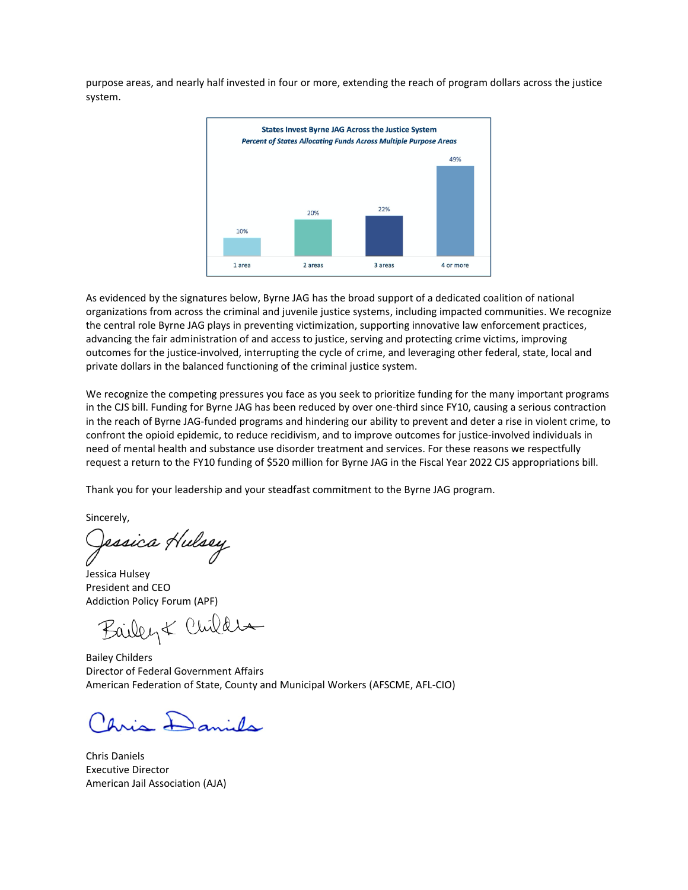purpose areas, and nearly half invested in four or more, extending the reach of program dollars across the justice system.

**States Invest Byrne JAG Across the Justice System**

***Percent of States Allocating Funds Across Multiple Purpose Areas***

| 1 area | 2 areas | 3 areas | 4 or more |
|---|---|---|---|
| 10% | 20% | 22% | 49% |

As evidenced by the signatures below, Byrne JAG has the broad support of a dedicated coalition of national organizations from across the criminal and juvenile justice systems, including impacted communities. We recognize the central role Byrne JAG plays in preventing victimization, supporting innovative law enforcement practices, advancing the fair administration of and access to justice, serving and protecting crime victims, improving outcomes for the justice-involved, interrupting the cycle of crime, and leveraging other federal, state, local and private dollars in the balanced functioning of the criminal justice system.

We recognize the competing pressures you face as you seek to prioritize funding for the many important programs in the CJS bill. Funding for Byrne JAG has been reduced by over one-third since FY10, causing a serious contraction in the reach of Byrne JAG-funded programs and hindering our ability to prevent and deter a rise in violent crime, to confront the opioid epidemic, to reduce recidivism, and to improve outcomes for justice-involved individuals in need of mental health and substance use disorder treatment and services. For these reasons we respectfully request a return to the FY10 funding of $520 million for Byrne JAG in the Fiscal Year 2022 CJS appropriations bill.

Thank you for your leadership and your steadfast commitment to the Byrne JAG program.

Sincerely,

Jessica Hulsey
President and CEO
Addiction Policy Forum (APF)

Bailey Childers
Director of Federal Government Affairs
American Federation of State, County and Municipal Workers (AFSCME, AFL-CIO)

Chris Daniels
Executive Director
American Jail Association (AJA)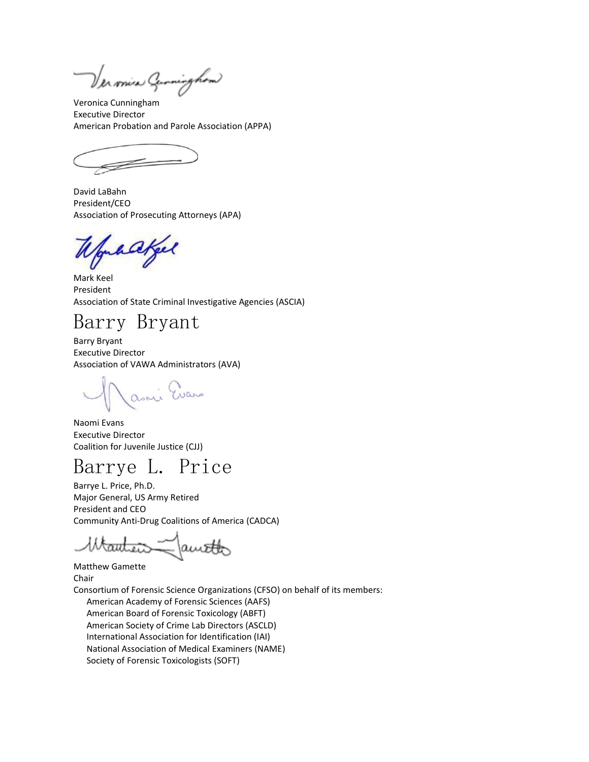Veronica Cunningham
Executive Director
American Probation and Parole Association (APPA)

David LaBahn
President/CEO
Association of Prosecuting Attorneys (APA)

Mark Keel
President
Association of State Criminal Investigative Agencies (ASCIA)

Barry Bryant

Barry Bryant
Executive Director
Association of VAWA Administrators (AVA)

Naomi Evans
Executive Director
Coalition for Juvenile Justice (CJJ)

Barrye L. Price

Barrye L. Price, Ph.D.
Major General, US Army Retired
President and CEO
Community Anti-Drug Coalitions of America (CADCA)

Matthew Gamette
Chair
Consortium of Forensic Science Organizations (CFSO) on behalf of its members:

- American Academy of Forensic Sciences (AAFS)
- American Board of Forensic Toxicology (ABFT)
- American Society of Crime Lab Directors (ASCLD)
- International Association for Identification (IAI)
- National Association of Medical Examiners (NAME)
- Society of Forensic Toxicologists (SOFT)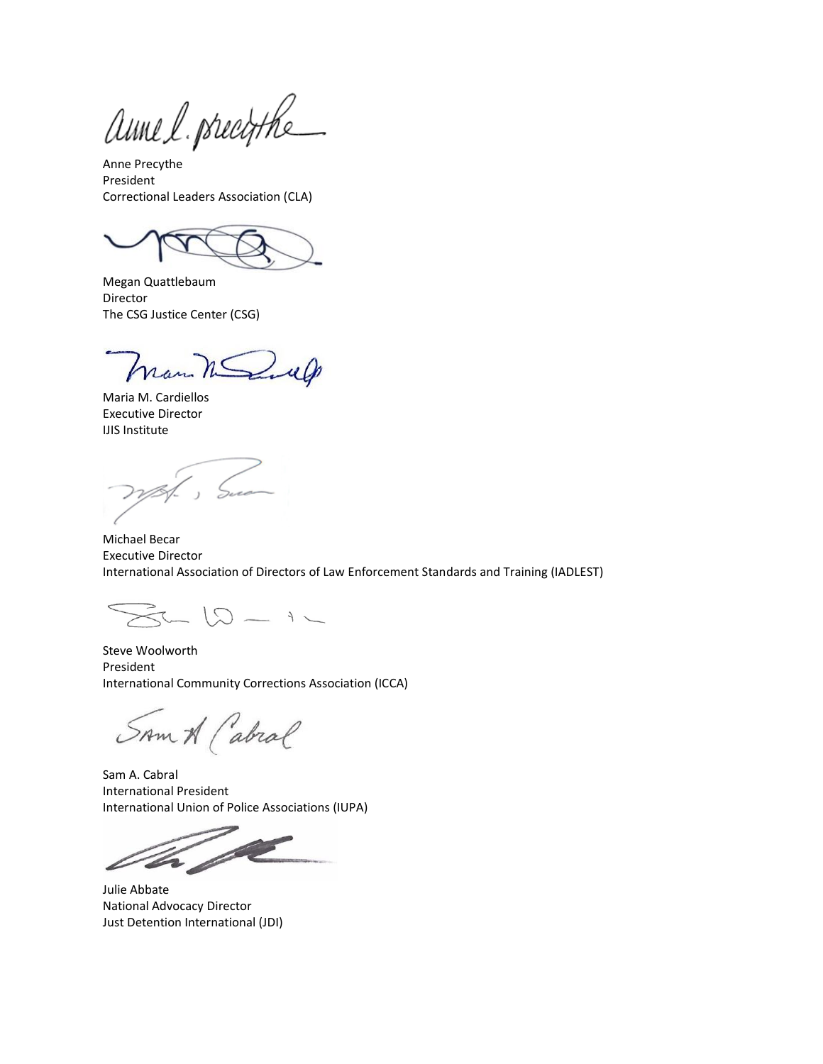Anne Precythe
President
Correctional Leaders Association (CLA)

Megan Quattlebaum
Director
The CSG Justice Center (CSG)

Maria M. Cardiellos
Executive Director
IJIS Institute

Michael Becar
Executive Director
International Association of Directors of Law Enforcement Standards and Training (IADLEST)

Steve Woolworth
President
International Community Corrections Association (ICCA)

Sam A. Cabral
International President
International Union of Police Associations (IUPA)

Julie Abbate
National Advocacy Director
Just Detention International (JDI)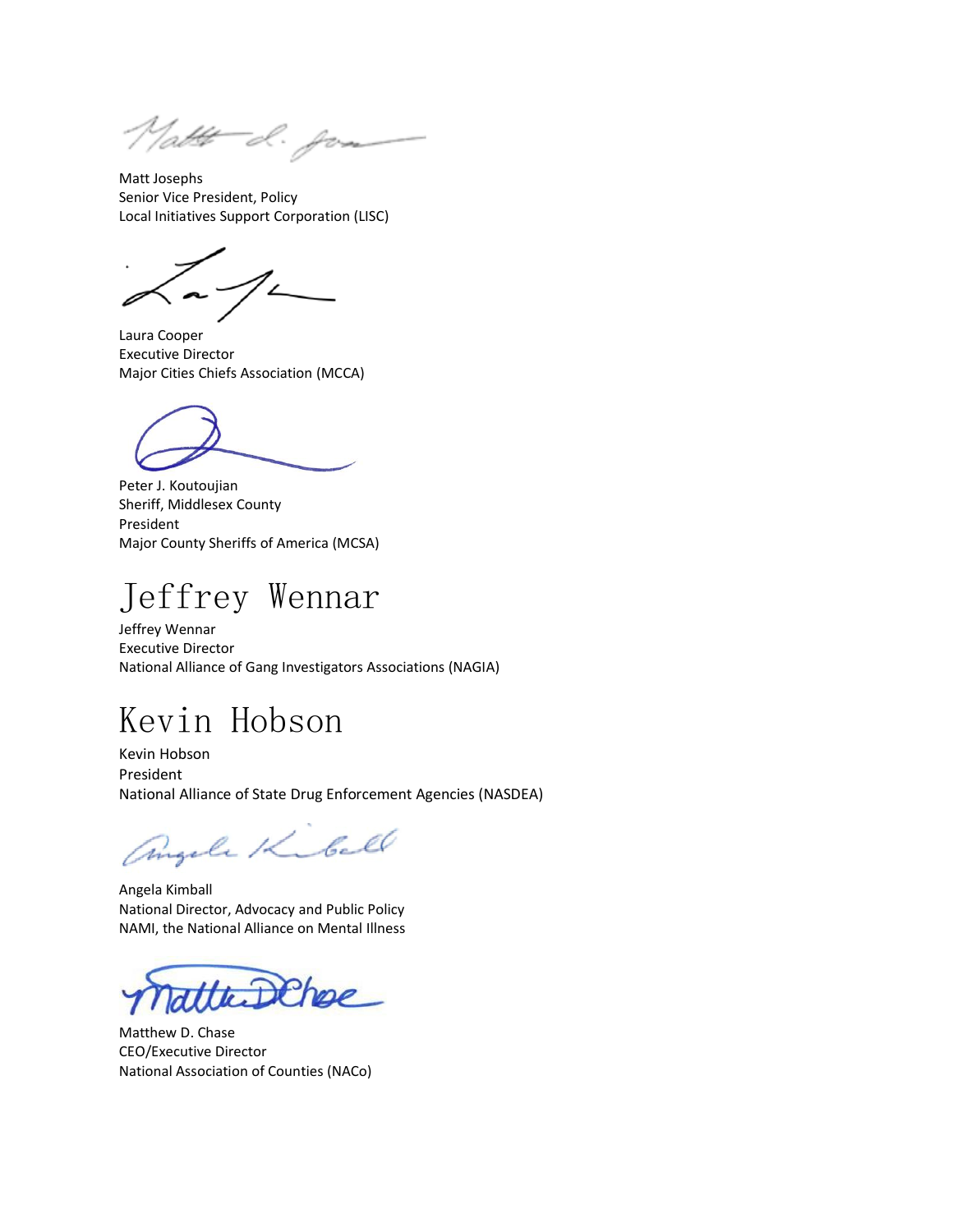Matt Josephs
Senior Vice President, Policy
Local Initiatives Support Corporation (LISC)

Laura Cooper
Executive Director
Major Cities Chiefs Association (MCCA)

Peter J. Koutoujian
Sheriff, Middlesex County
President
Major County Sheriffs of America (MCSA)

Jeffrey Wennar

Jeffrey Wennar
Executive Director
National Alliance of Gang Investigators Associations (NAGIA)

Kevin Hobson

Kevin Hobson
President
National Alliance of State Drug Enforcement Agencies (NASDEA)

Angela Kimball
National Director, Advocacy and Public Policy
NAMI, the National Alliance on Mental Illness

Matthew D. Chase
CEO/Executive Director
National Association of Counties (NACo)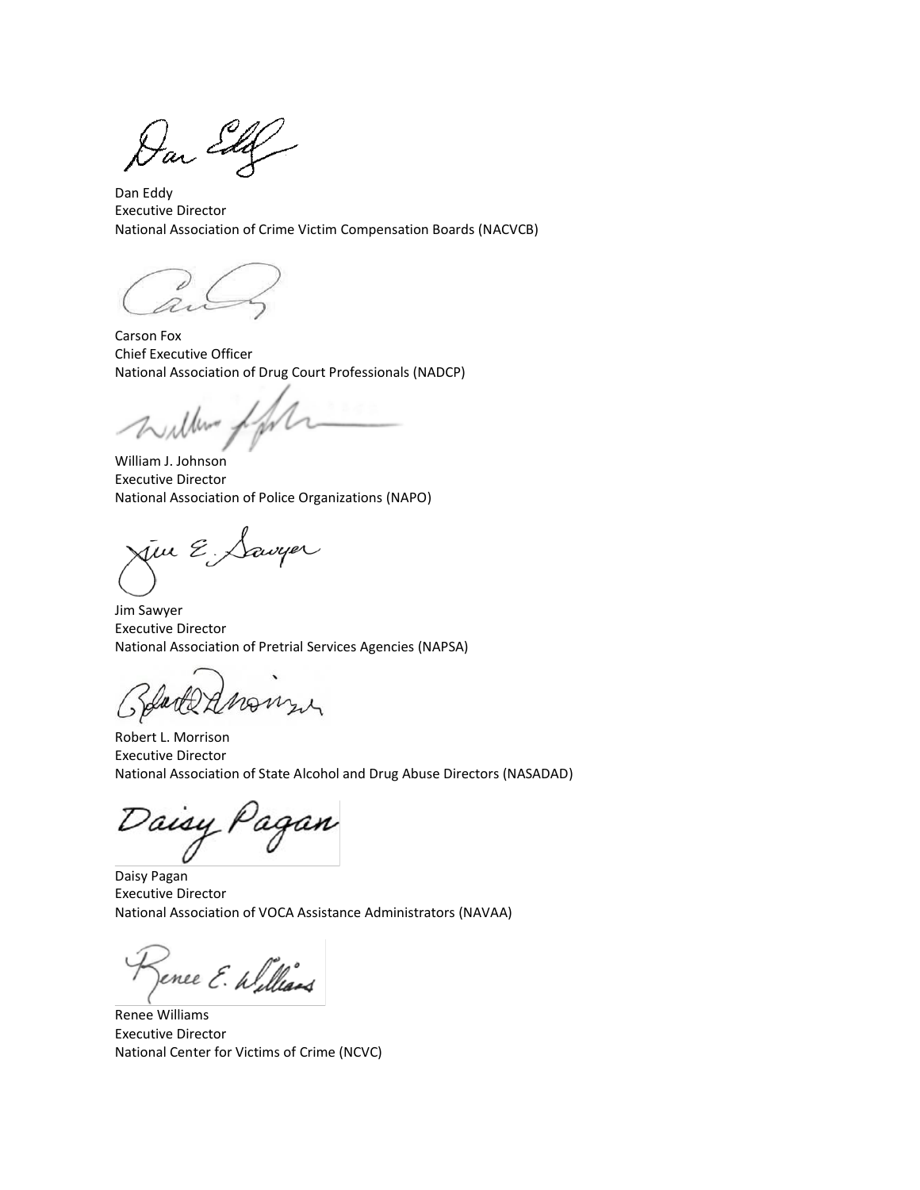Dan Eddy
Executive Director
National Association of Crime Victim Compensation Boards (NACVCB)

Carson Fox
Chief Executive Officer
National Association of Drug Court Professionals (NADCP)

William J. Johnson
Executive Director
National Association of Police Organizations (NAPO)

Jim Sawyer
Executive Director
National Association of Pretrial Services Agencies (NAPSA)

Robert L. Morrison
Executive Director
National Association of State Alcohol and Drug Abuse Directors (NASADAD)

Daisy Pagan
Executive Director
National Association of VOCA Assistance Administrators (NAVAA)

Renee Williams
Executive Director
National Center for Victims of Crime (NCVC)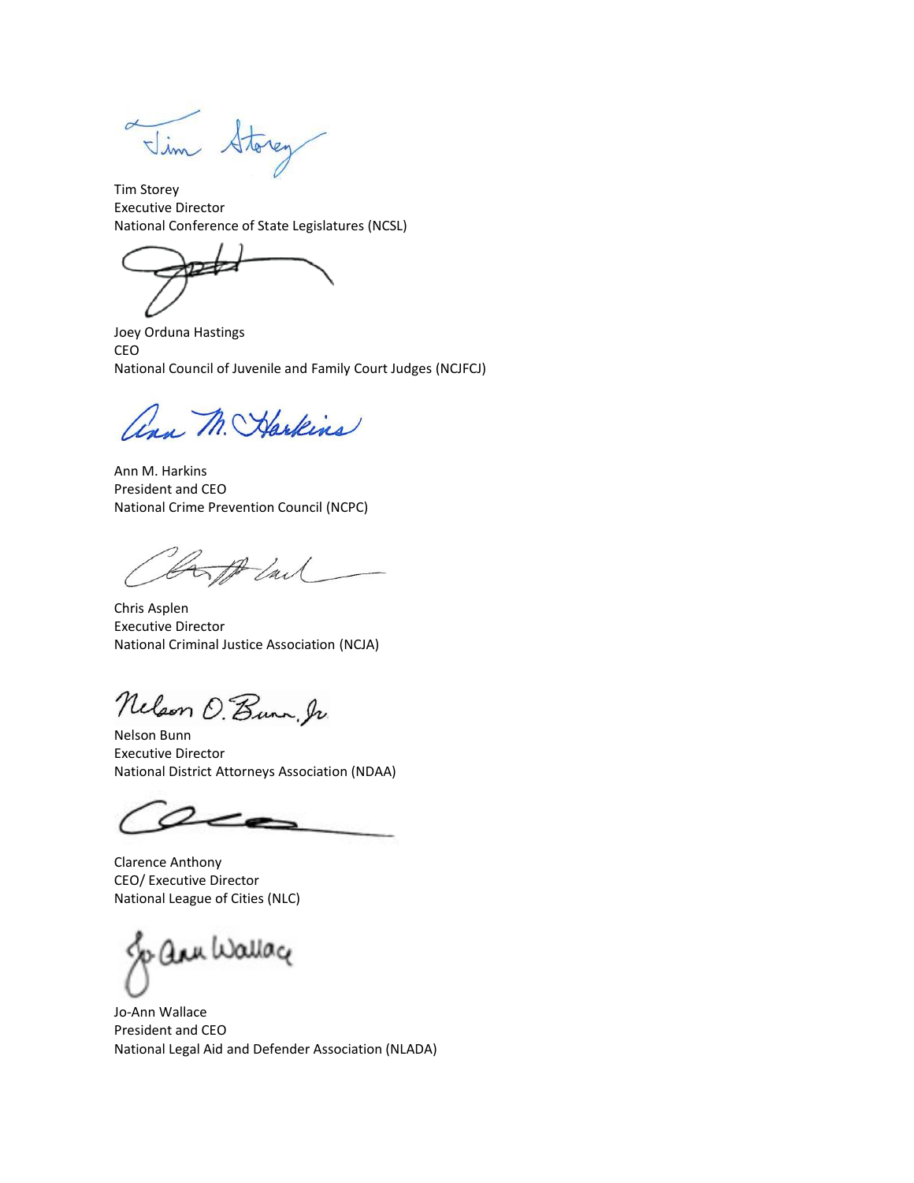Tim Storey
Executive Director
National Conference of State Legislatures (NCSL)

Joey Orduna Hastings
CEO
National Council of Juvenile and Family Court Judges (NCJFCJ)

Ann M. Harkins
President and CEO
National Crime Prevention Council (NCPC)

Chris Asplen
Executive Director
National Criminal Justice Association (NCJA)

Nelson Bunn
Executive Director
National District Attorneys Association (NDAA)

Clarence Anthony
CEO/ Executive Director
National League of Cities (NLC)

Jo-Ann Wallace
President and CEO
National Legal Aid and Defender Association (NLADA)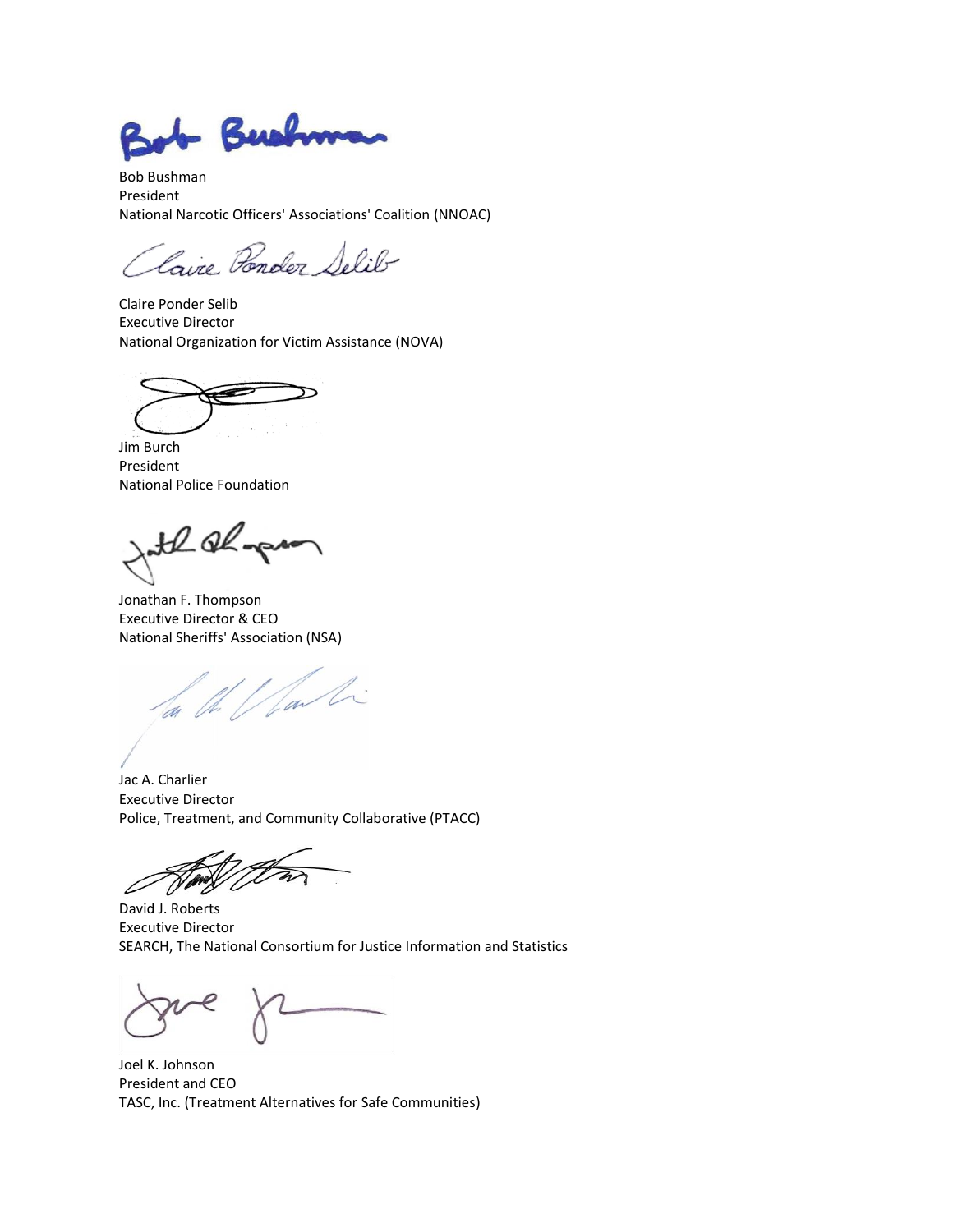Bob Bushman
President
National Narcotic Officers' Associations' Coalition (NNOAC)

Claire Ponder Selib
Executive Director
National Organization for Victim Assistance (NOVA)

Jim Burch
President
National Police Foundation

Jonathan F. Thompson
Executive Director & CEO
National Sheriffs' Association (NSA)

Jac A. Charlier
Executive Director
Police, Treatment, and Community Collaborative (PTACC)

David J. Roberts
Executive Director
SEARCH, The National Consortium for Justice Information and Statistics

Joel K. Johnson
President and CEO
TASC, Inc. (Treatment Alternatives for Safe Communities)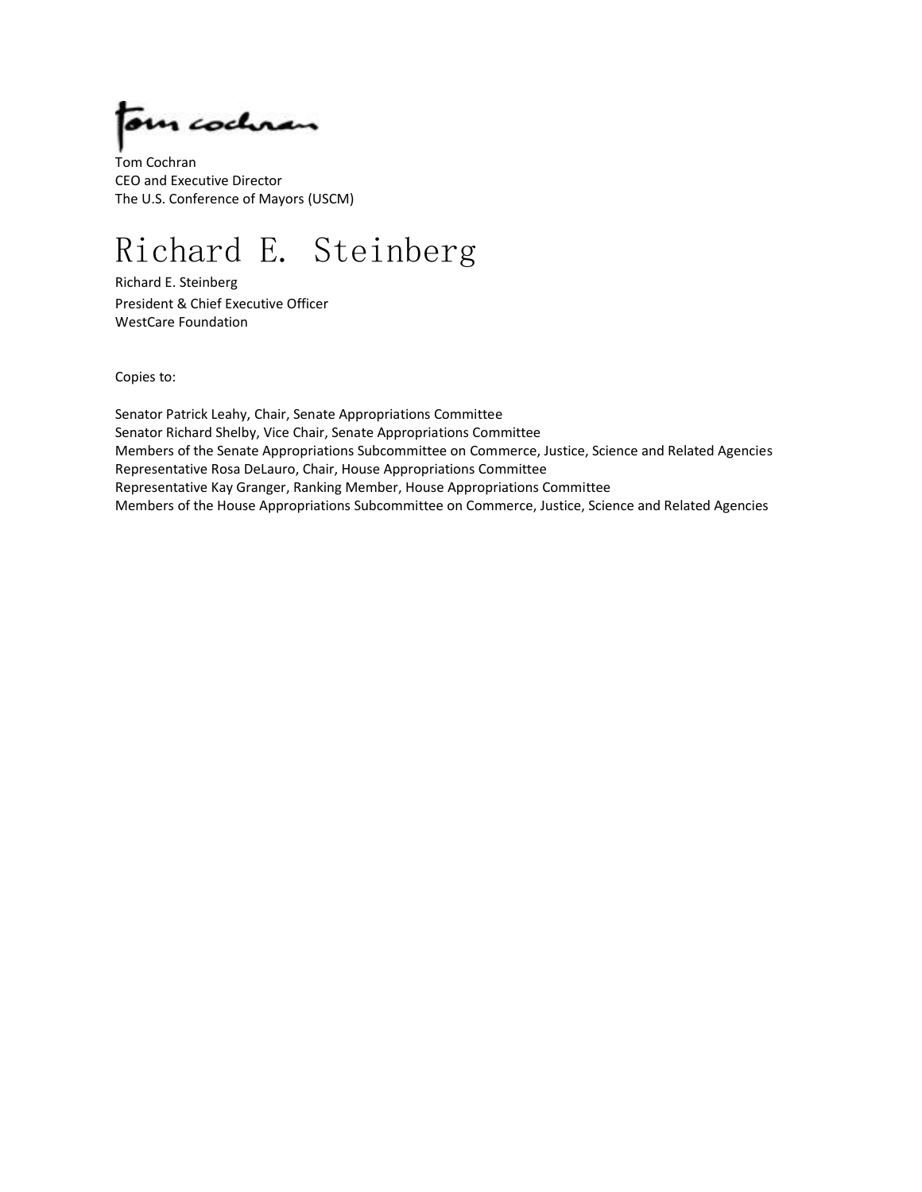tom cochran

Tom Cochran
CEO and Executive Director
The U.S. Conference of Mayors (USCM)

Richard E. Steinberg

Richard E. Steinberg
President & Chief Executive Officer
WestCare Foundation

Copies to:

Senator Patrick Leahy, Chair, Senate Appropriations Committee
Senator Richard Shelby, Vice Chair, Senate Appropriations Committee
Members of the Senate Appropriations Subcommittee on Commerce, Justice, Science and Related Agencies
Representative Rosa DeLauro, Chair, House Appropriations Committee
Representative Kay Granger, Ranking Member, House Appropriations Committee
Members of the House Appropriations Subcommittee on Commerce, Justice, Science and Related Agencies